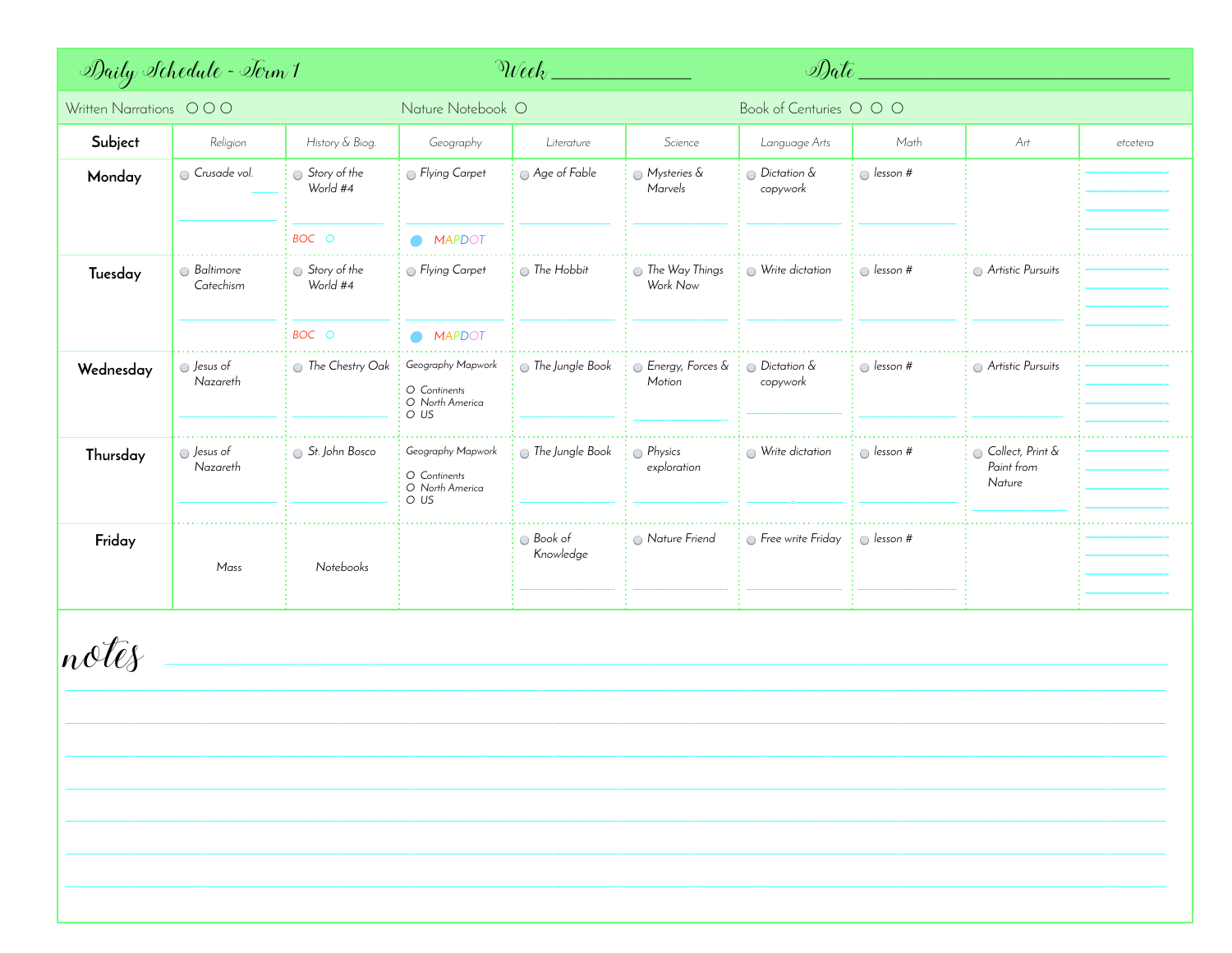# Daily Schedule - Term 1

**Week** ______________ **Date** ______________________________

Written Narrations ○ ○ ○ Nature Notebook ○ Book of Centuries ○ ○ ○

| Subject | Religion | History & Biog. | Geography | Literature | Science | Language Arts | Math | Art | etcetera |
|---|---|---|---|---|---|---|---|---|---|
| **Monday** | ○ Crusade vol. ____ | ○ Story of the World #4<br>BOC ○ | ○ Flying Carpet<br>● MAPDOT | ○ Age of Fable | ○ Mysteries & Marvels | ○ Dictation & copywork | ○ lesson # | | |
| **Tuesday** | ○ Baltimore Catechism | ○ Story of the World #4<br>BOC ○ | ○ Flying Carpet<br>● MAPDOT | ○ The Hobbit | ○ The Way Things Work Now | ○ Write dictation | ○ lesson # | ○ Artistic Pursuits | |
| **Wednesday** | ○ Jesus of Nazareth | ○ The Chestry Oak | Geography Mapwork<br>○ Continents<br>○ North America<br>○ US | ○ The Jungle Book | ○ Energy, Forces & Motion | ○ Dictation & copywork | ○ lesson # | ○ Artistic Pursuits | |
| **Thursday** | ○ Jesus of Nazareth | ○ St. John Bosco | Geography Mapwork<br>○ Continents<br>○ North America<br>○ US | ○ The Jungle Book | ○ Physics exploration | ○ Write dictation | ○ lesson # | ○ Collect, Print & Paint from Nature | |
| **Friday** | Mass | Notebooks | | ○ Book of Knowledge | ○ Nature Friend | ○ Free write Friday | ○ lesson # | | |

## notes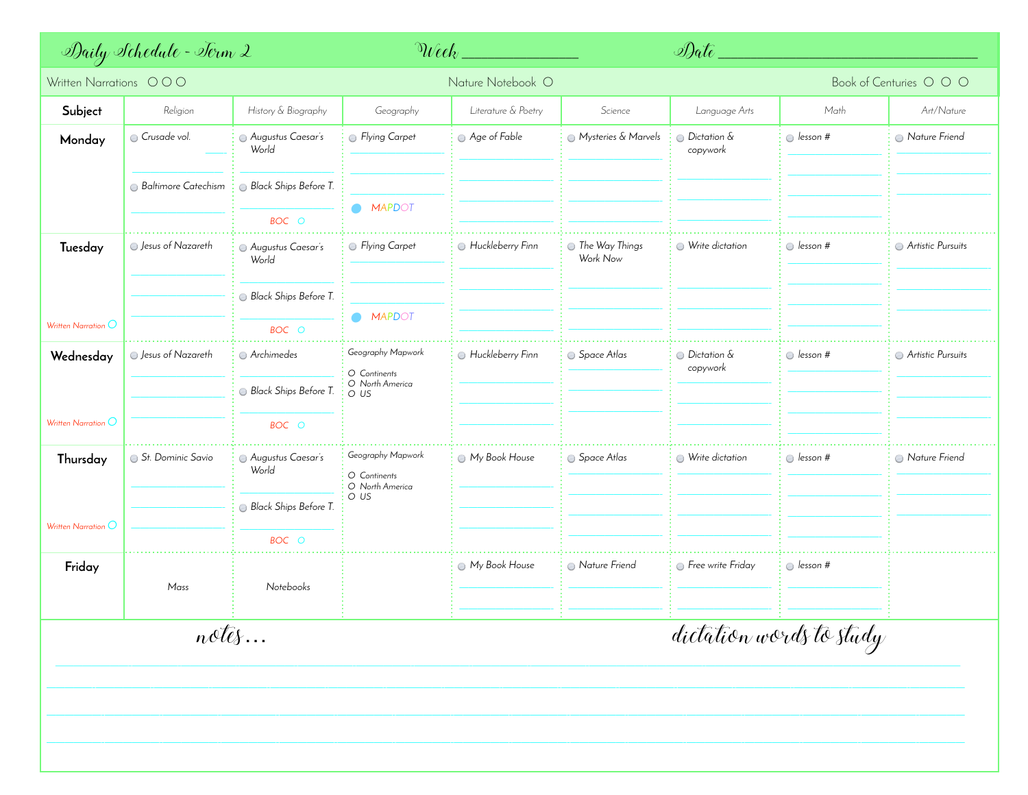# Daily Schedule - Term 2

Week ______________ Date ______________________________

Written Narrations ○ ○ ○ | Nature Notebook ○ | Book of Centuries ○ ○ ○

| Subject | Religion | History & Biography | Geography | Literature & Poetry | Science | Language Arts | Math | Art/Nature |
|---|---|---|---|---|---|---|---|---|
| **Monday** | ○ Crusade vol. ____ ○ Baltimore Catechism | ○ Augustus Caesar's World ○ Black Ships Before T. BOC ○ | ○ Flying Carpet ● MAPDOT | ○ Age of Fable | ○ Mysteries & Marvels | ○ Dictation & copywork | ○ lesson # | ○ Nature Friend |
| **Tuesday** Written Narration ○ | ○ Jesus of Nazareth | ○ Augustus Caesar's World ○ Black Ships Before T. BOC ○ | ○ Flying Carpet ● MAPDOT | ○ Huckleberry Finn | ○ The Way Things Work Now | ○ Write dictation | ○ lesson # | ○ Artistic Pursuits |
| **Wednesday** Written Narration ○ | ○ Jesus of Nazareth | ○ Archimedes ○ Black Ships Before T. BOC ○ | Geography Mapwork ○ Continents ○ North America ○ US | ○ Huckleberry Finn | ○ Space Atlas | ○ Dictation & copywork | ○ lesson # | ○ Artistic Pursuits |
| **Thursday** Written Narration ○ | ○ St. Dominic Savio | ○ Augustus Caesar's World ○ Black Ships Before T. BOC ○ | Geography Mapwork ○ Continents ○ North America ○ US | ○ My Book House | ○ Space Atlas | ○ Write dictation | ○ lesson # | ○ Nature Friend |
| **Friday** | Mass | Notebooks | | ○ My Book House | ○ Nature Friend | ○ Free write Friday | ○ lesson # | |

notes... | dictation words to study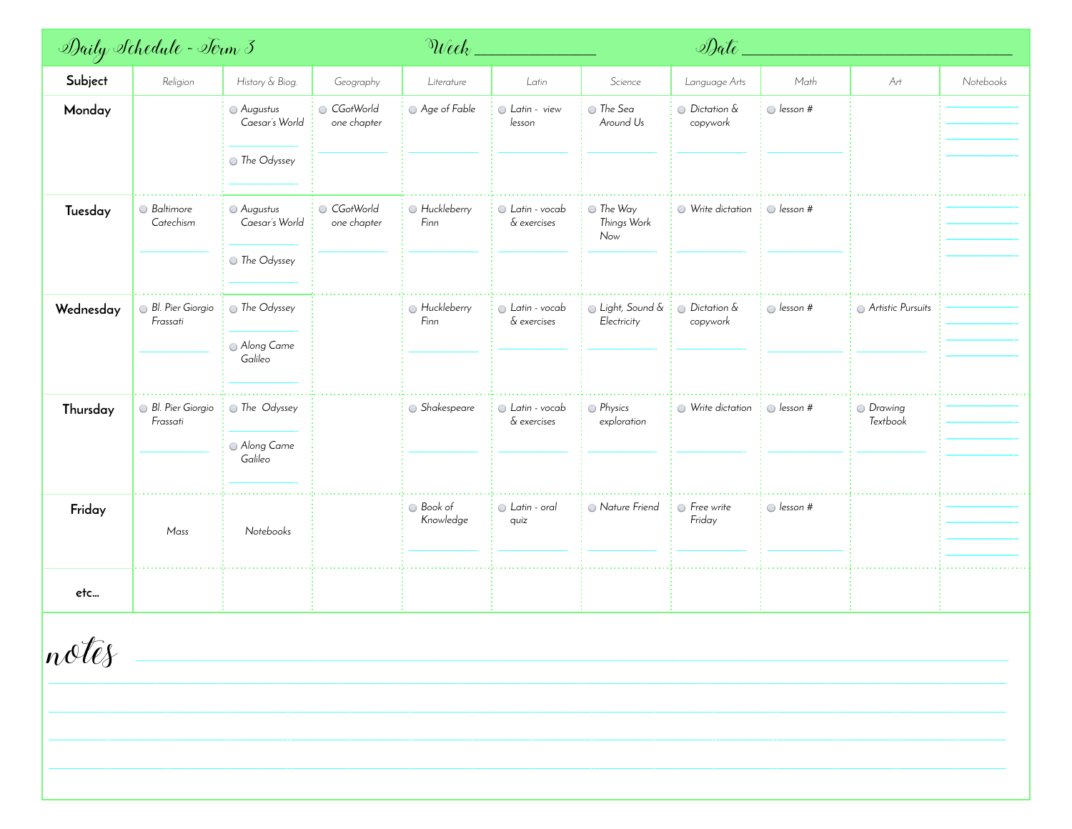# Daily Schedule - Term 3

Week ______________ Date ______________________________

| Subject | Religion | History & Biog. | Geography | Literature | Latin | Science | Language Arts | Math | Art | Notebooks |
|---|---|---|---|---|---|---|---|---|---|---|
| **Monday** | | Augustus Caesar's World<br>The Odyssey | CGotWorld one chapter | Age of Fable | Latin - view lesson | The Sea Around Us | Dictation & copywork | lesson # | | |
| **Tuesday** | Baltimore Catechism | Augustus Caesar's World<br>The Odyssey | CGotWorld one chapter | Huckleberry Finn | Latin - vocab & exercises | The Way Things Work Now | Write dictation | lesson # | | |
| **Wednesday** | Bl. Pier Giorgio Frassati | The Odyssey<br>Along Came Galileo | | Huckleberry Finn | Latin - vocab & exercises | Light, Sound & Electricity | Dictation & copywork | lesson # | Artistic Pursuits | |
| **Thursday** | Bl. Pier Giorgio Frassati | The Odyssey<br>Along Came Galileo | | Shakespeare | Latin - vocab & exercises | Physics exploration | Write dictation | lesson # | Drawing Textbook | |
| **Friday** | Mass | Notebooks | | Book of Knowledge | Latin - oral quiz | Nature Friend | Free write Friday | lesson # | | |
| **etc...** | | | | | | | | | | |

notes